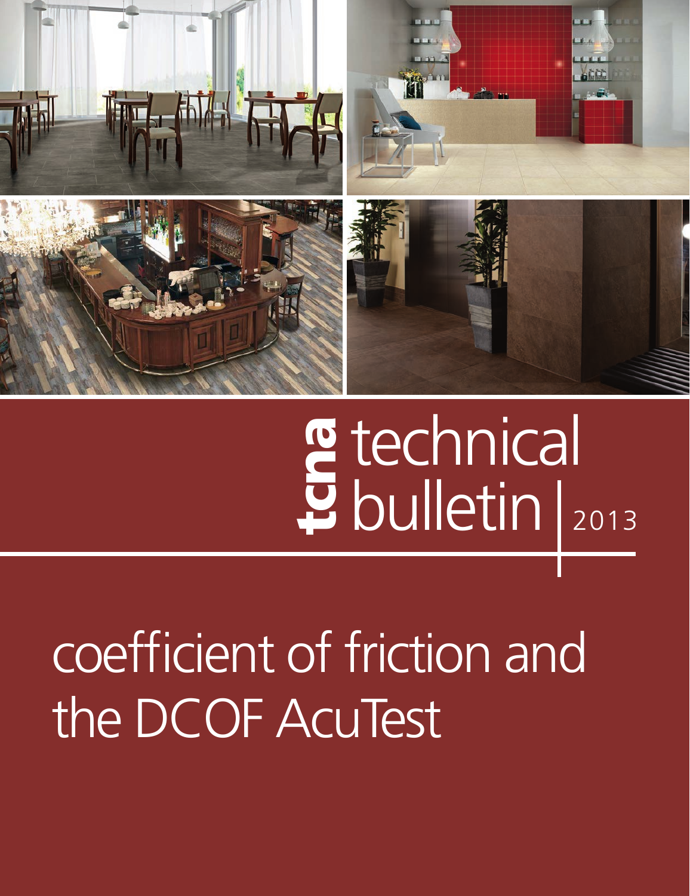tcna technical bulletin | 2013

# coefficient of friction and the DCOF AcuTest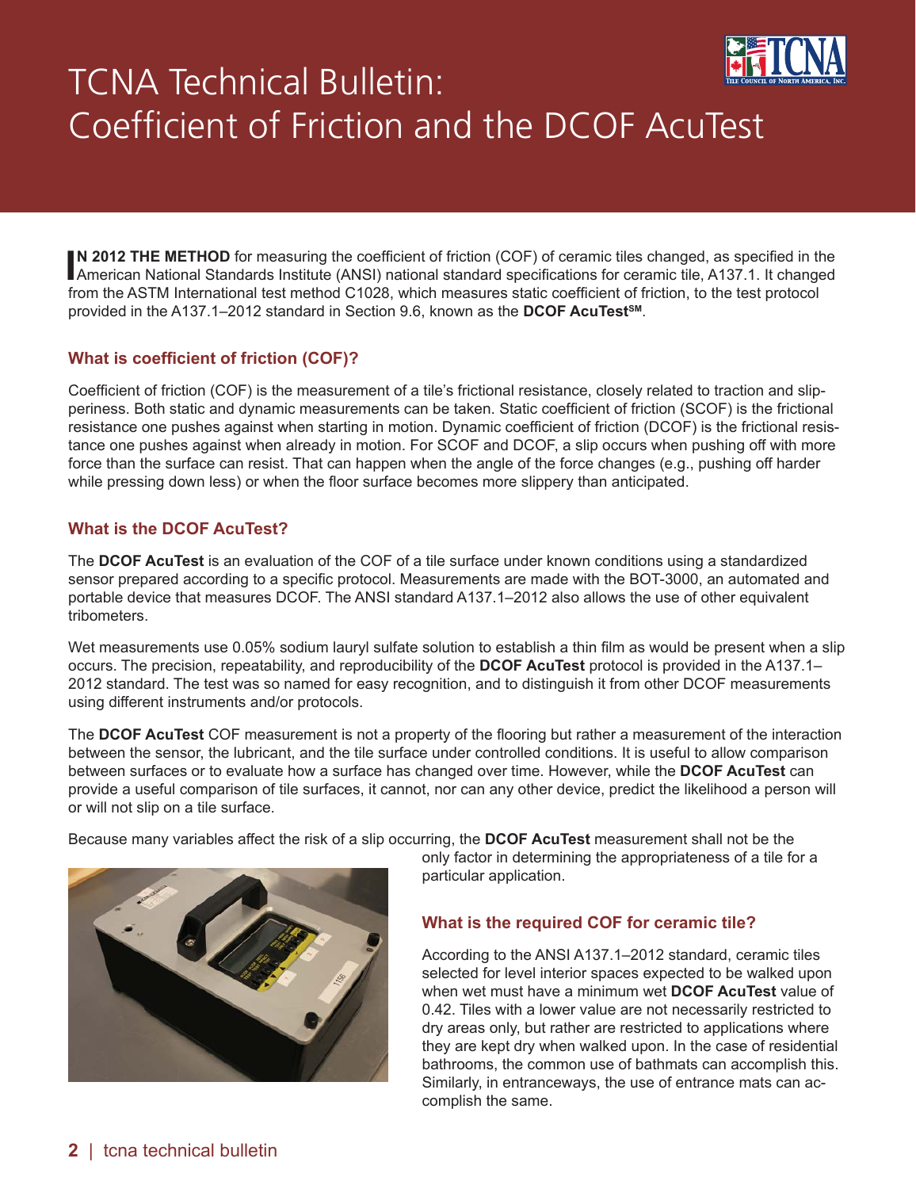# TCNA Technical Bulletin: Coefficient of Friction and the DCOF AcuTest

**IN 2012 THE METHOD** for measuring the coefficient of friction (COF) of ceramic tiles changed, as specified in the American National Standards Institute (ANSI) national standard specifications for ceramic tile, A137.1. It changed from the ASTM International test method C1028, which measures static coefficient of friction, to the test protocol provided in the A137.1–2012 standard in Section 9.6, known as the **DCOF AcuTest**[SM].

### What is coefficient of friction (COF)?

Coefficient of friction (COF) is the measurement of a tile's frictional resistance, closely related to traction and slipperiness. Both static and dynamic measurements can be taken. Static coefficient of friction (SCOF) is the frictional resistance one pushes against when starting in motion. Dynamic coefficient of friction (DCOF) is the frictional resistance one pushes against when already in motion. For SCOF and DCOF, a slip occurs when pushing off with more force than the surface can resist. That can happen when the angle of the force changes (e.g., pushing off harder while pressing down less) or when the floor surface becomes more slippery than anticipated.

### What is the DCOF AcuTest?

The **DCOF AcuTest** is an evaluation of the COF of a tile surface under known conditions using a standardized sensor prepared according to a specific protocol. Measurements are made with the BOT-3000, an automated and portable device that measures DCOF. The ANSI standard A137.1–2012 also allows the use of other equivalent tribometers.

Wet measurements use 0.05% sodium lauryl sulfate solution to establish a thin film as would be present when a slip occurs. The precision, repeatability, and reproducibility of the **DCOF AcuTest** protocol is provided in the A137.1–2012 standard. The test was so named for easy recognition, and to distinguish it from other DCOF measurements using different instruments and/or protocols.

The **DCOF AcuTest** COF measurement is not a property of the flooring but rather a measurement of the interaction between the sensor, the lubricant, and the tile surface under controlled conditions. It is useful to allow comparison between surfaces or to evaluate how a surface has changed over time. However, while the **DCOF AcuTest** can provide a useful comparison of tile surfaces, it cannot, nor can any other device, predict the likelihood a person will or will not slip on a tile surface.

Because many variables affect the risk of a slip occurring, the **DCOF AcuTest** measurement shall not be the only factor in determining the appropriateness of a tile for a particular application.

### What is the required COF for ceramic tile?

According to the ANSI A137.1–2012 standard, ceramic tiles selected for level interior spaces expected to be walked upon when wet must have a minimum wet **DCOF AcuTest** value of 0.42. Tiles with a lower value are not necessarily restricted to dry areas only, but rather are restricted to applications where they are kept dry when walked upon. In the case of residential bathrooms, the common use of bathmats can accomplish this. Similarly, in entranceways, the use of entrance mats can accomplish the same.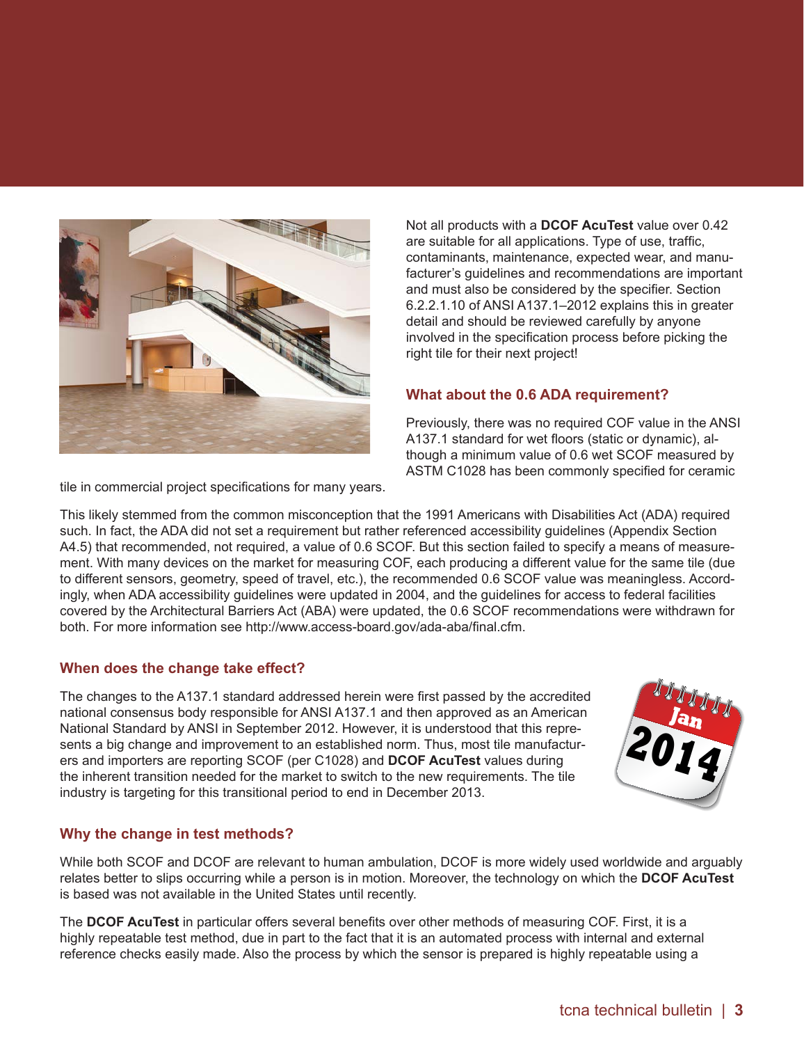Not all products with a **DCOF AcuTest** value over 0.42 are suitable for all applications. Type of use, traffic, contaminants, maintenance, expected wear, and manufacturer's guidelines and recommendations are important and must also be considered by the specifier. Section 6.2.2.1.10 of ANSI A137.1–2012 explains this in greater detail and should be reviewed carefully by anyone involved in the specification process before picking the right tile for their next project!

### What about the 0.6 ADA requirement?

Previously, there was no required COF value in the ANSI A137.1 standard for wet floors (static or dynamic), although a minimum value of 0.6 wet SCOF measured by ASTM C1028 has been commonly specified for ceramic tile in commercial project specifications for many years.

This likely stemmed from the common misconception that the 1991 Americans with Disabilities Act (ADA) required such. In fact, the ADA did not set a requirement but rather referenced accessibility guidelines (Appendix Section A4.5) that recommended, not required, a value of 0.6 SCOF. But this section failed to specify a means of measurement. With many devices on the market for measuring COF, each producing a different value for the same tile (due to different sensors, geometry, speed of travel, etc.), the recommended 0.6 SCOF value was meaningless. Accordingly, when ADA accessibility guidelines were updated in 2004, and the guidelines for access to federal facilities covered by the Architectural Barriers Act (ABA) were updated, the 0.6 SCOF recommendations were withdrawn for both. For more information see http://www.access-board.gov/ada-aba/final.cfm.

### When does the change take effect?

The changes to the A137.1 standard addressed herein were first passed by the accredited national consensus body responsible for ANSI A137.1 and then approved as an American National Standard by ANSI in September 2012. However, it is understood that this represents a big change and improvement to an established norm. Thus, most tile manufacturers and importers are reporting SCOF (per C1028) and **DCOF AcuTest** values during the inherent transition needed for the market to switch to the new requirements. The tile industry is targeting for this transitional period to end in December 2013.

### Why the change in test methods?

While both SCOF and DCOF are relevant to human ambulation, DCOF is more widely used worldwide and arguably relates better to slips occurring while a person is in motion. Moreover, the technology on which the **DCOF AcuTest** is based was not available in the United States until recently.

The **DCOF AcuTest** in particular offers several benefits over other methods of measuring COF. First, it is a highly repeatable test method, due in part to the fact that it is an automated process with internal and external reference checks easily made. Also the process by which the sensor is prepared is highly repeatable using a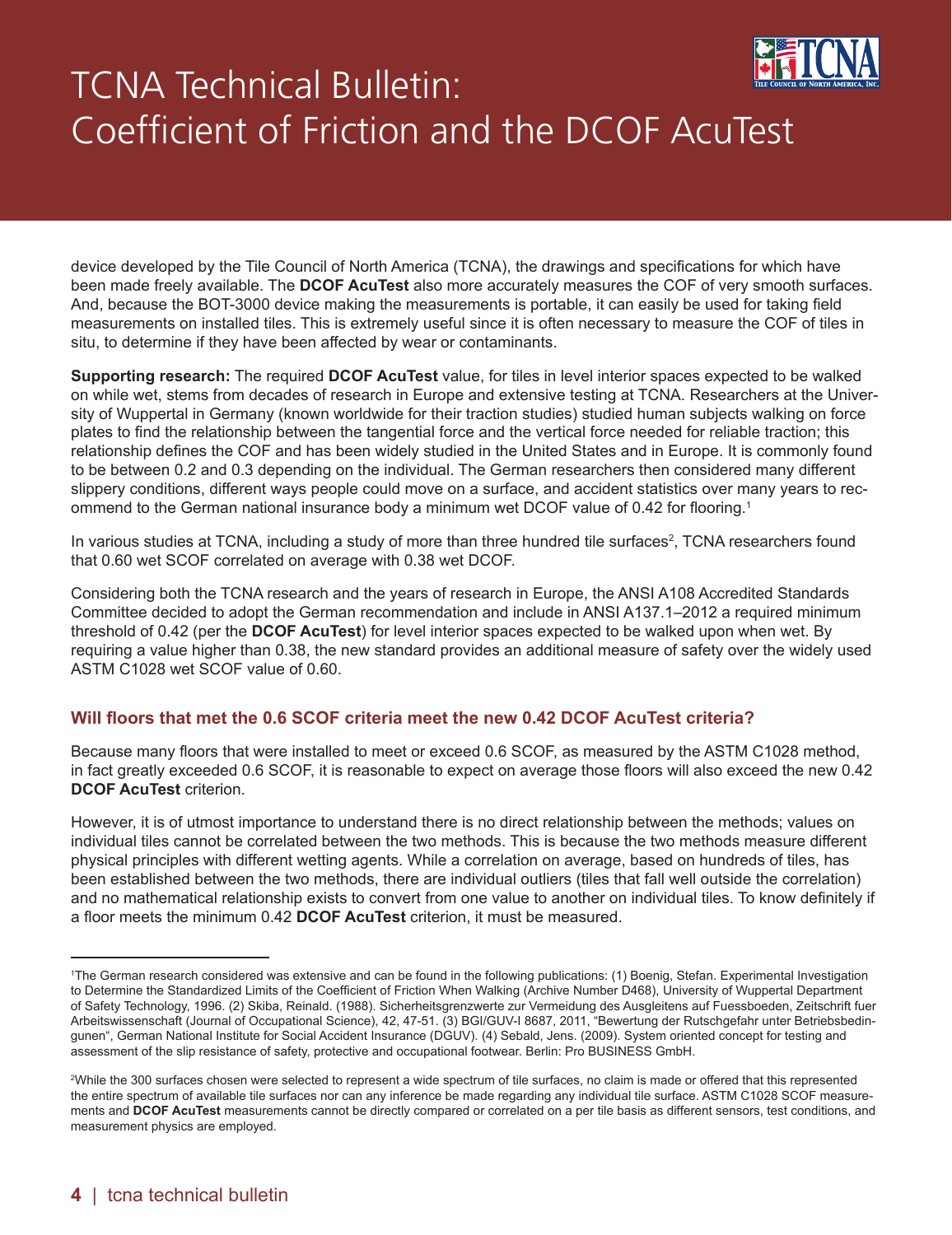device developed by the Tile Council of North America (TCNA), the drawings and specifications for which have been made freely available. The **DCOF AcuTest** also more accurately measures the COF of very smooth surfaces. And, because the BOT-3000 device making the measurements is portable, it can easily be used for taking field measurements on installed tiles. This is extremely useful since it is often necessary to measure the COF of tiles in situ, to determine if they have been affected by wear or contaminants.

**Supporting research:** The required **DCOF AcuTest** value, for tiles in level interior spaces expected to be walked on while wet, stems from decades of research in Europe and extensive testing at TCNA. Researchers at the University of Wuppertal in Germany (known worldwide for their traction studies) studied human subjects walking on force plates to find the relationship between the tangential force and the vertical force needed for reliable traction; this relationship defines the COF and has been widely studied in the United States and in Europe. It is commonly found to be between 0.2 and 0.3 depending on the individual. The German researchers then considered many different slippery conditions, different ways people could move on a surface, and accident statistics over many years to recommend to the German national insurance body a minimum wet DCOF value of 0.42 for flooring.[1]

In various studies at TCNA, including a study of more than three hundred tile surfaces[2], TCNA researchers found that 0.60 wet SCOF correlated on average with 0.38 wet DCOF.

Considering both the TCNA research and the years of research in Europe, the ANSI A108 Accredited Standards Committee decided to adopt the German recommendation and include in ANSI A137.1–2012 a required minimum threshold of 0.42 (per the **DCOF AcuTest**) for level interior spaces expected to be walked upon when wet. By requiring a value higher than 0.38, the new standard provides an additional measure of safety over the widely used ASTM C1028 wet SCOF value of 0.60.

### Will floors that met the 0.6 SCOF criteria meet the new 0.42 DCOF AcuTest criteria?

Because many floors that were installed to meet or exceed 0.6 SCOF, as measured by the ASTM C1028 method, in fact greatly exceeded 0.6 SCOF, it is reasonable to expect on average those floors will also exceed the new 0.42 **DCOF AcuTest** criterion.

However, it is of utmost importance to understand there is no direct relationship between the methods; values on individual tiles cannot be correlated between the two methods. This is because the two methods measure different physical principles with different wetting agents. While a correlation on average, based on hundreds of tiles, has been established between the two methods, there are individual outliers (tiles that fall well outside the correlation) and no mathematical relationship exists to convert from one value to another on individual tiles. To know definitely if a floor meets the minimum 0.42 **DCOF AcuTest** criterion, it must be measured.

---

[1] The German research considered was extensive and can be found in the following publications: (1) Boenig, Stefan. Experimental Investigation to Determine the Standardized Limits of the Coefficient of Friction When Walking (Archive Number D468), University of Wuppertal Department of Safety Technology, 1996. (2) Skiba, Reinald. (1988). Sicherheitsgrenzwerte zur Vermeidung des Ausgleitens auf Fuessboeden, Zeitschrift fuer Arbeitswissenschaft (Journal of Occupational Science), 42, 47-51. (3) BGI/GUV-I 8687, 2011, "Bewertung der Rutschgefahr unter Betriebsbedingunen", German National Institute for Social Accident Insurance (DGUV). (4) Sebald, Jens. (2009). System oriented concept for testing and assessment of the slip resistance of safety, protective and occupational footwear. Berlin: Pro BUSINESS GmbH.

[2] While the 300 surfaces chosen were selected to represent a wide spectrum of tile surfaces, no claim is made or offered that this represented the entire spectrum of available tile surfaces nor can any inference be made regarding any individual tile surface. ASTM C1028 SCOF measurements and **DCOF AcuTest** measurements cannot be directly compared or correlated on a per tile basis as different sensors, test conditions, and measurement physics are employed.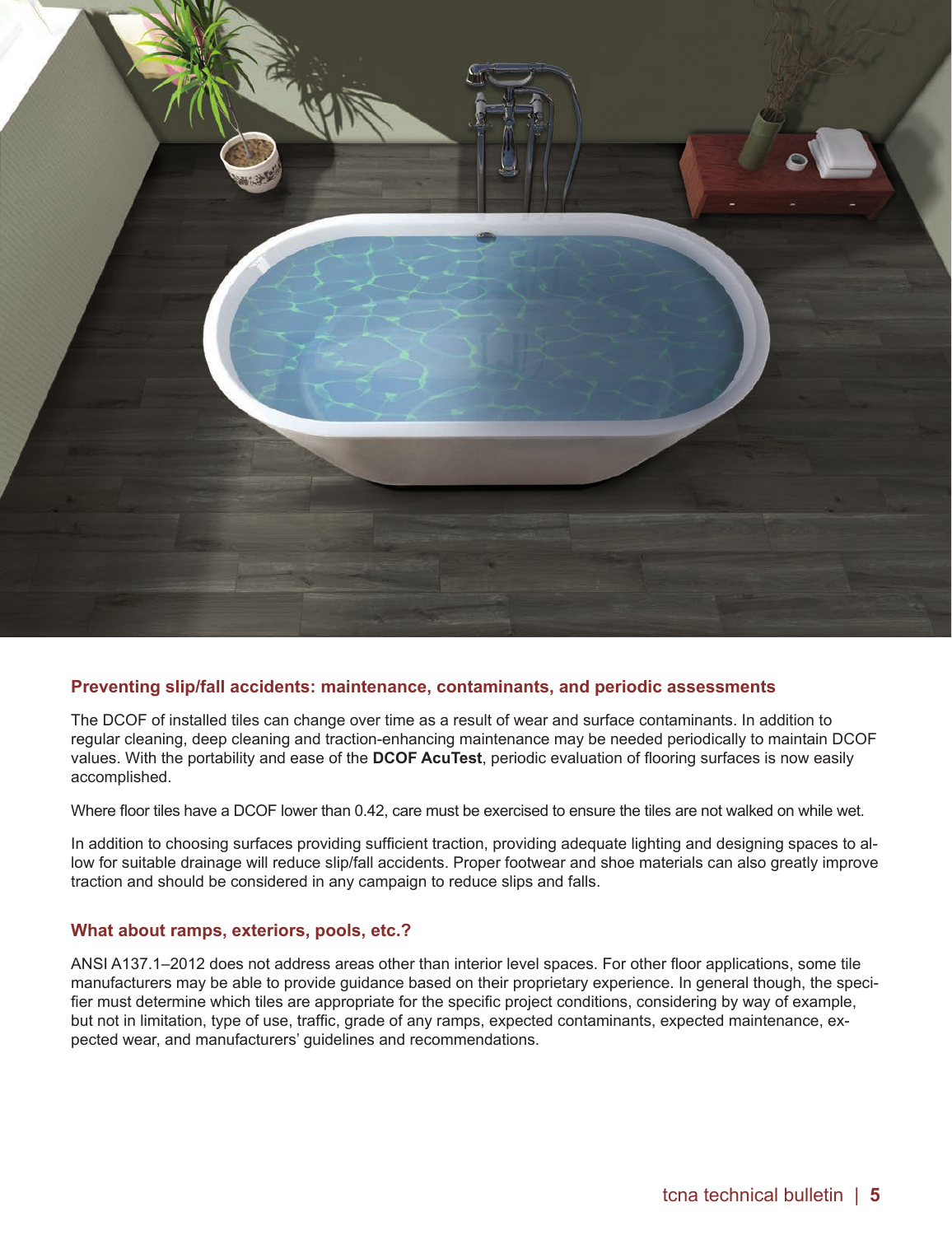## Preventing slip/fall accidents: maintenance, contaminants, and periodic assessments

The DCOF of installed tiles can change over time as a result of wear and surface contaminants. In addition to regular cleaning, deep cleaning and traction-enhancing maintenance may be needed periodically to maintain DCOF values. With the portability and ease of the **DCOF AcuTest**, periodic evaluation of flooring surfaces is now easily accomplished.

Where floor tiles have a DCOF lower than 0.42, care must be exercised to ensure the tiles are not walked on while wet.

In addition to choosing surfaces providing sufficient traction, providing adequate lighting and designing spaces to allow for suitable drainage will reduce slip/fall accidents. Proper footwear and shoe materials can also greatly improve traction and should be considered in any campaign to reduce slips and falls.

## What about ramps, exteriors, pools, etc.?

ANSI A137.1–2012 does not address areas other than interior level spaces. For other floor applications, some tile manufacturers may be able to provide guidance based on their proprietary experience. In general though, the specifier must determine which tiles are appropriate for the specific project conditions, considering by way of example, but not in limitation, type of use, traffic, grade of any ramps, expected contaminants, expected maintenance, expected wear, and manufacturers' guidelines and recommendations.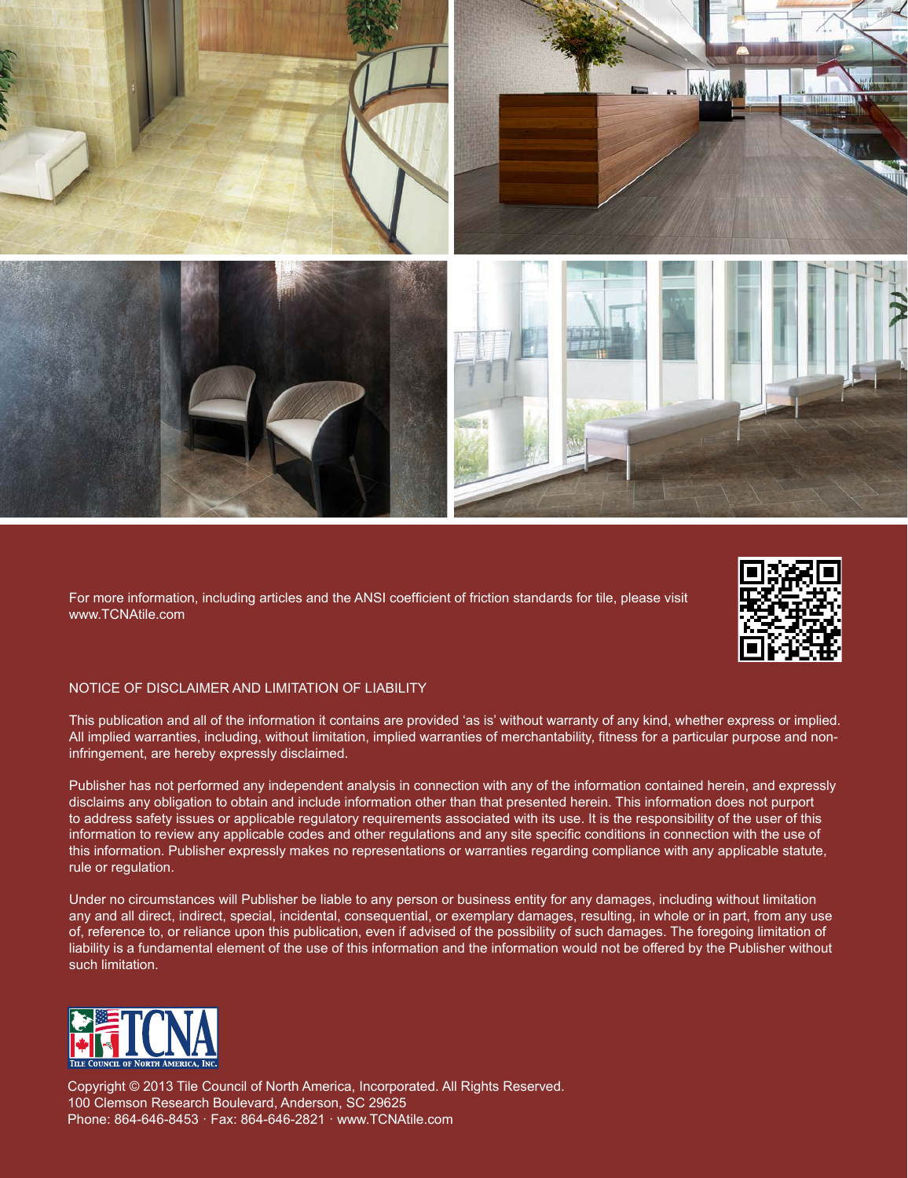For more information, including articles and the ANSI coefficient of friction standards for tile, please visit www.TCNAtile.com

NOTICE OF DISCLAIMER AND LIMITATION OF LIABILITY

This publication and all of the information it contains are provided 'as is' without warranty of any kind, whether express or implied. All implied warranties, including, without limitation, implied warranties of merchantability, fitness for a particular purpose and non-infringement, are hereby expressly disclaimed.

Publisher has not performed any independent analysis in connection with any of the information contained herein, and expressly disclaims any obligation to obtain and include information other than that presented herein. This information does not purport to address safety issues or applicable regulatory requirements associated with its use. It is the responsibility of the user of this information to review any applicable codes and other regulations and any site specific conditions in connection with the use of this information. Publisher expressly makes no representations or warranties regarding compliance with any applicable statute, rule or regulation.

Under no circumstances will Publisher be liable to any person or business entity for any damages, including without limitation any and all direct, indirect, special, incidental, consequential, or exemplary damages, resulting, in whole or in part, from any use of, reference to, or reliance upon this publication, even if advised of the possibility of such damages. The foregoing limitation of liability is a fundamental element of the use of this information and the information would not be offered by the Publisher without such limitation.

TCNA
TILE COUNCIL OF NORTH AMERICA, INC.

Copyright © 2013 Tile Council of North America, Incorporated. All Rights Reserved.
100 Clemson Research Boulevard, Anderson, SC 29625
Phone: 864-646-8453 · Fax: 864-646-2821 · www.TCNAtile.com